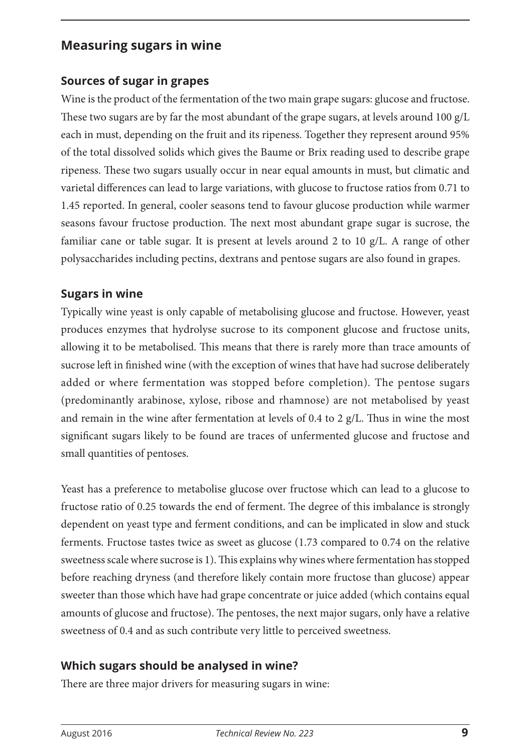## Measuring sugars in wine

### Sources of sugar in grapes

Wine is the product of the fermentation of the two main grape sugars: glucose and fructose. These two sugars are by far the most abundant of the grape sugars, at levels around 100 g/L each in must, depending on the fruit and its ripeness. Together they represent around 95% of the total dissolved solids which gives the Baume or Brix reading used to describe grape ripeness. These two sugars usually occur in near equal amounts in must, but climatic and varietal differences can lead to large variations, with glucose to fructose ratios from 0.71 to 1.45 reported. In general, cooler seasons tend to favour glucose production while warmer seasons favour fructose production. The next most abundant grape sugar is sucrose, the familiar cane or table sugar. It is present at levels around 2 to 10 g/L. A range of other polysaccharides including pectins, dextrans and pentose sugars are also found in grapes.

### Sugars in wine

Typically wine yeast is only capable of metabolising glucose and fructose. However, yeast produces enzymes that hydrolyse sucrose to its component glucose and fructose units, allowing it to be metabolised. This means that there is rarely more than trace amounts of sucrose left in finished wine (with the exception of wines that have had sucrose deliberately added or where fermentation was stopped before completion). The pentose sugars (predominantly arabinose, xylose, ribose and rhamnose) are not metabolised by yeast and remain in the wine after fermentation at levels of 0.4 to 2 g/L. Thus in wine the most significant sugars likely to be found are traces of unfermented glucose and fructose and small quantities of pentoses.

Yeast has a preference to metabolise glucose over fructose which can lead to a glucose to fructose ratio of 0.25 towards the end of ferment. The degree of this imbalance is strongly dependent on yeast type and ferment conditions, and can be implicated in slow and stuck ferments. Fructose tastes twice as sweet as glucose (1.73 compared to 0.74 on the relative sweetness scale where sucrose is 1). This explains why wines where fermentation has stopped before reaching dryness (and therefore likely contain more fructose than glucose) appear sweeter than those which have had grape concentrate or juice added (which contains equal amounts of glucose and fructose). The pentoses, the next major sugars, only have a relative sweetness of 0.4 and as such contribute very little to perceived sweetness.

### Which sugars should be analysed in wine?

There are three major drivers for measuring sugars in wine: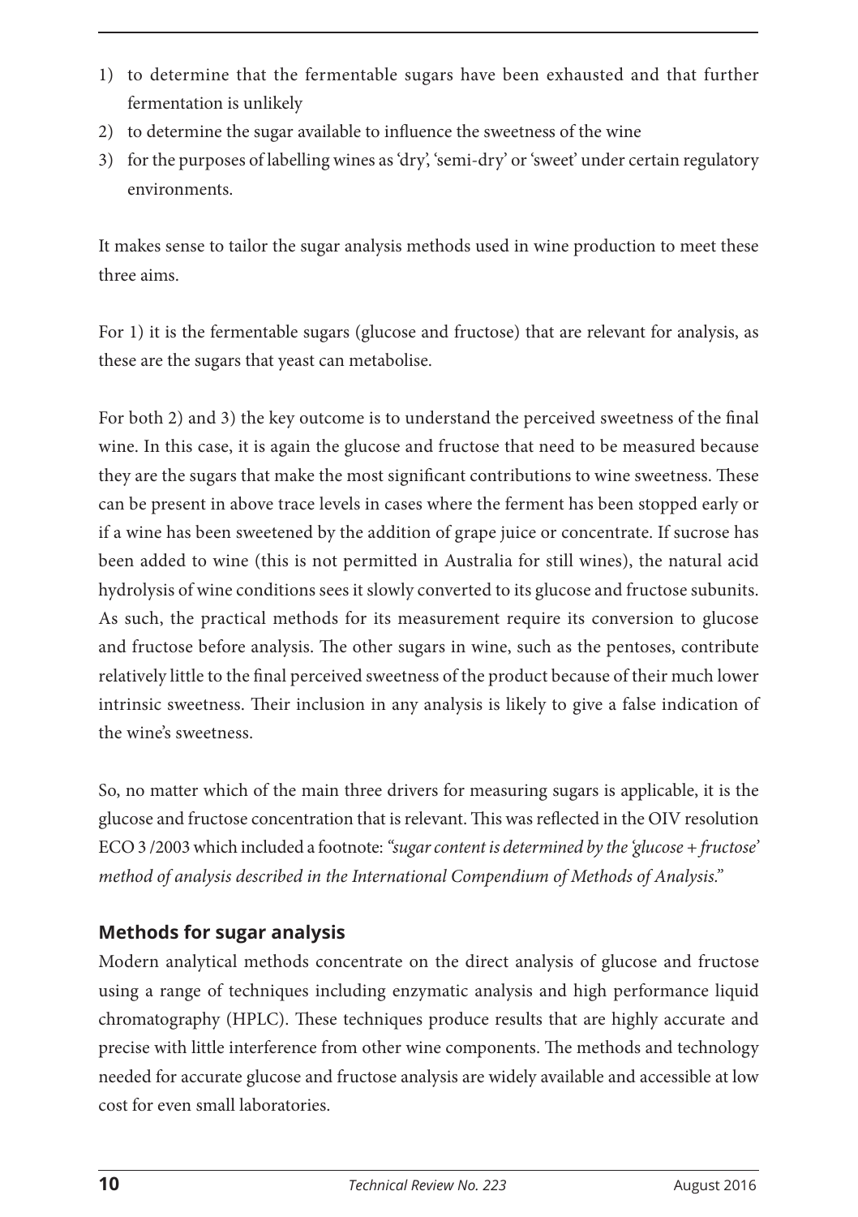1) to determine that the fermentable sugars have been exhausted and that further fermentation is unlikely
2) to determine the sugar available to influence the sweetness of the wine
3) for the purposes of labelling wines as 'dry', 'semi-dry' or 'sweet' under certain regulatory environments.

It makes sense to tailor the sugar analysis methods used in wine production to meet these three aims.

For 1) it is the fermentable sugars (glucose and fructose) that are relevant for analysis, as these are the sugars that yeast can metabolise.

For both 2) and 3) the key outcome is to understand the perceived sweetness of the final wine. In this case, it is again the glucose and fructose that need to be measured because they are the sugars that make the most significant contributions to wine sweetness. These can be present in above trace levels in cases where the ferment has been stopped early or if a wine has been sweetened by the addition of grape juice or concentrate. If sucrose has been added to wine (this is not permitted in Australia for still wines), the natural acid hydrolysis of wine conditions sees it slowly converted to its glucose and fructose subunits. As such, the practical methods for its measurement require its conversion to glucose and fructose before analysis. The other sugars in wine, such as the pentoses, contribute relatively little to the final perceived sweetness of the product because of their much lower intrinsic sweetness. Their inclusion in any analysis is likely to give a false indication of the wine's sweetness.

So, no matter which of the main three drivers for measuring sugars is applicable, it is the glucose and fructose concentration that is relevant. This was reflected in the OIV resolution ECO 3 /2003 which included a footnote: *"sugar content is determined by the 'glucose + fructose' method of analysis described in the International Compendium of Methods of Analysis."*

## Methods for sugar analysis

Modern analytical methods concentrate on the direct analysis of glucose and fructose using a range of techniques including enzymatic analysis and high performance liquid chromatography (HPLC). These techniques produce results that are highly accurate and precise with little interference from other wine components. The methods and technology needed for accurate glucose and fructose analysis are widely available and accessible at low cost for even small laboratories.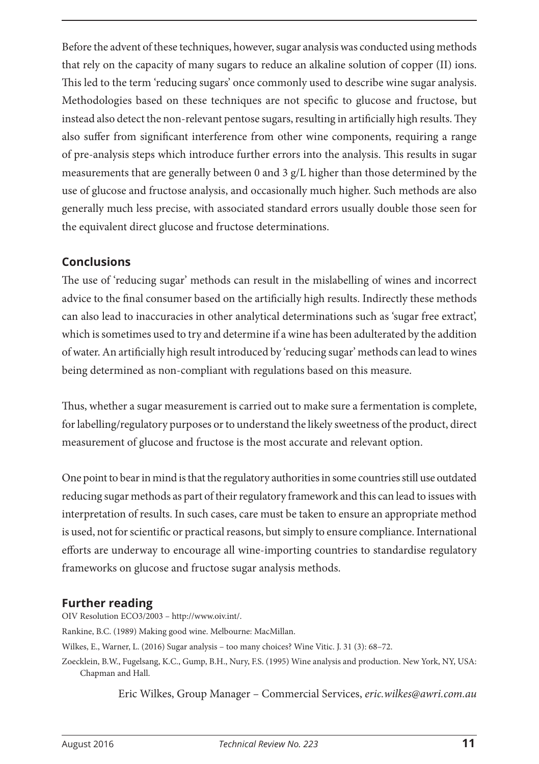Before the advent of these techniques, however, sugar analysis was conducted using methods that rely on the capacity of many sugars to reduce an alkaline solution of copper (II) ions. This led to the term 'reducing sugars' once commonly used to describe wine sugar analysis. Methodologies based on these techniques are not specific to glucose and fructose, but instead also detect the non-relevant pentose sugars, resulting in artificially high results. They also suffer from significant interference from other wine components, requiring a range of pre-analysis steps which introduce further errors into the analysis. This results in sugar measurements that are generally between 0 and 3 g/L higher than those determined by the use of glucose and fructose analysis, and occasionally much higher. Such methods are also generally much less precise, with associated standard errors usually double those seen for the equivalent direct glucose and fructose determinations.

## Conclusions

The use of 'reducing sugar' methods can result in the mislabelling of wines and incorrect advice to the final consumer based on the artificially high results. Indirectly these methods can also lead to inaccuracies in other analytical determinations such as 'sugar free extract', which is sometimes used to try and determine if a wine has been adulterated by the addition of water. An artificially high result introduced by 'reducing sugar' methods can lead to wines being determined as non-compliant with regulations based on this measure.

Thus, whether a sugar measurement is carried out to make sure a fermentation is complete, for labelling/regulatory purposes or to understand the likely sweetness of the product, direct measurement of glucose and fructose is the most accurate and relevant option.

One point to bear in mind is that the regulatory authorities in some countries still use outdated reducing sugar methods as part of their regulatory framework and this can lead to issues with interpretation of results. In such cases, care must be taken to ensure an appropriate method is used, not for scientific or practical reasons, but simply to ensure compliance. International efforts are underway to encourage all wine-importing countries to standardise regulatory frameworks on glucose and fructose sugar analysis methods.

## Further reading

OIV Resolution ECO3/2003 – http://www.oiv.int/.

Rankine, B.C. (1989) Making good wine. Melbourne: MacMillan.

Wilkes, E., Warner, L. (2016) Sugar analysis – too many choices? Wine Vitic. J. 31 (3): 68–72.

Zoecklein, B.W., Fugelsang, K.C., Gump, B.H., Nury, F.S. (1995) Wine analysis and production. New York, NY, USA: Chapman and Hall.

Eric Wilkes, Group Manager – Commercial Services, *eric.wilkes@awri.com.au*